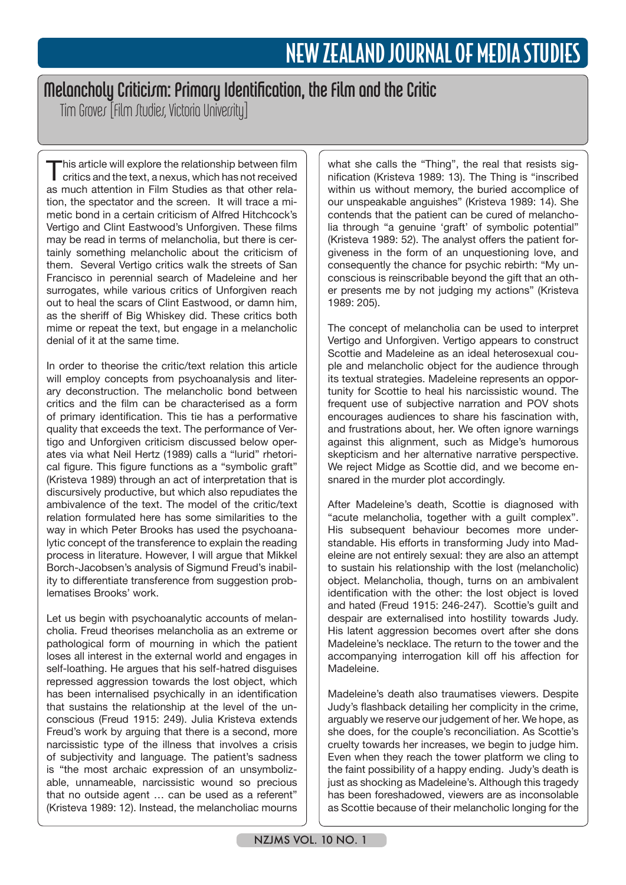# Melancholy Criticism: Primary Identification, the Film and the Critic

Tim Groves [Film Studies, Victoria University]

This article will explore the relationship between film critics and the text, a nexus, which has not received as much attention in Film Studies as that other relation, the spectator and the screen. It will trace a mimetic bond in a certain criticism of Alfred Hitchcock's Vertigo and Clint Eastwood's Unforgiven. These films may be read in terms of melancholia, but there is certainly something melancholic about the criticism of them. Several Vertigo critics walk the streets of San Francisco in perennial search of Madeleine and her surrogates, while various critics of Unforgiven reach out to heal the scars of Clint Eastwood, or damn him, as the sheriff of Big Whiskey did. These critics both mime or repeat the text, but engage in a melancholic denial of it at the same time.

In order to theorise the critic/text relation this article will employ concepts from psychoanalysis and literary deconstruction. The melancholic bond between critics and the film can be characterised as a form of primary identification. This tie has a performative quality that exceeds the text. The performance of Vertigo and Unforgiven criticism discussed below operates via what Neil Hertz (1989) calls a "lurid" rhetorical figure. This figure functions as a "symbolic graft" (Kristeva 1989) through an act of interpretation that is discursively productive, but which also repudiates the ambivalence of the text. The model of the critic/text relation formulated here has some similarities to the way in which Peter Brooks has used the psychoanalytic concept of the transference to explain the reading process in literature. However, I will argue that Mikkel Borch-Jacobsen's analysis of Sigmund Freud's inability to differentiate transference from suggestion problematises Brooks' work.

Let us begin with psychoanalytic accounts of melancholia. Freud theorises melancholia as an extreme or pathological form of mourning in which the patient loses all interest in the external world and engages in self-loathing. He argues that his self-hatred disguises repressed aggression towards the lost object, which has been internalised psychically in an identification that sustains the relationship at the level of the unconscious (Freud 1915: 249). Julia Kristeva extends Freud's work by arguing that there is a second, more narcissistic type of the illness that involves a crisis of subjectivity and language. The patient's sadness is "the most archaic expression of an unsymbolizable, unnameable, narcissistic wound so precious that no outside agent … can be used as a referent" (Kristeva 1989: 12). Instead, the melancholiac mourns what she calls the "Thing", the real that resists signification (Kristeva 1989: 13). The Thing is "inscribed within us without memory, the buried accomplice of our unspeakable anguishes" (Kristeva 1989: 14). She contends that the patient can be cured of melancholia through "a genuine 'graft' of symbolic potential" (Kristeva 1989: 52). The analyst offers the patient forgiveness in the form of an unquestioning love, and consequently the chance for psychic rebirth: "My unconscious is reinscribable beyond the gift that an other presents me by not judging my actions" (Kristeva 1989: 205).

The concept of melancholia can be used to interpret Vertigo and Unforgiven. Vertigo appears to construct Scottie and Madeleine as an ideal heterosexual couple and melancholic object for the audience through its textual strategies. Madeleine represents an opportunity for Scottie to heal his narcissistic wound. The frequent use of subjective narration and POV shots encourages audiences to share his fascination with, and frustrations about, her. We often ignore warnings against this alignment, such as Midge's humorous skepticism and her alternative narrative perspective. We reject Midge as Scottie did, and we become ensnared in the murder plot accordingly.

After Madeleine's death, Scottie is diagnosed with "acute melancholia, together with a guilt complex". His subsequent behaviour becomes more understandable. His efforts in transforming Judy into Madeleine are not entirely sexual: they are also an attempt to sustain his relationship with the lost (melancholic) object. Melancholia, though, turns on an ambivalent identification with the other: the lost object is loved and hated (Freud 1915: 246-247). Scottie's guilt and despair are externalised into hostility towards Judy. His latent aggression becomes overt after she dons Madeleine's necklace. The return to the tower and the accompanying interrogation kill off his affection for Madeleine.

Madeleine's death also traumatises viewers. Despite Judy's flashback detailing her complicity in the crime, arguably we reserve our judgement of her. We hope, as she does, for the couple's reconciliation. As Scottie's cruelty towards her increases, we begin to judge him. Even when they reach the tower platform we cling to the faint possibility of a happy ending. Judy's death is just as shocking as Madeleine's. Although this tragedy has been foreshadowed, viewers are as inconsolable as Scottie because of their melancholic longing for the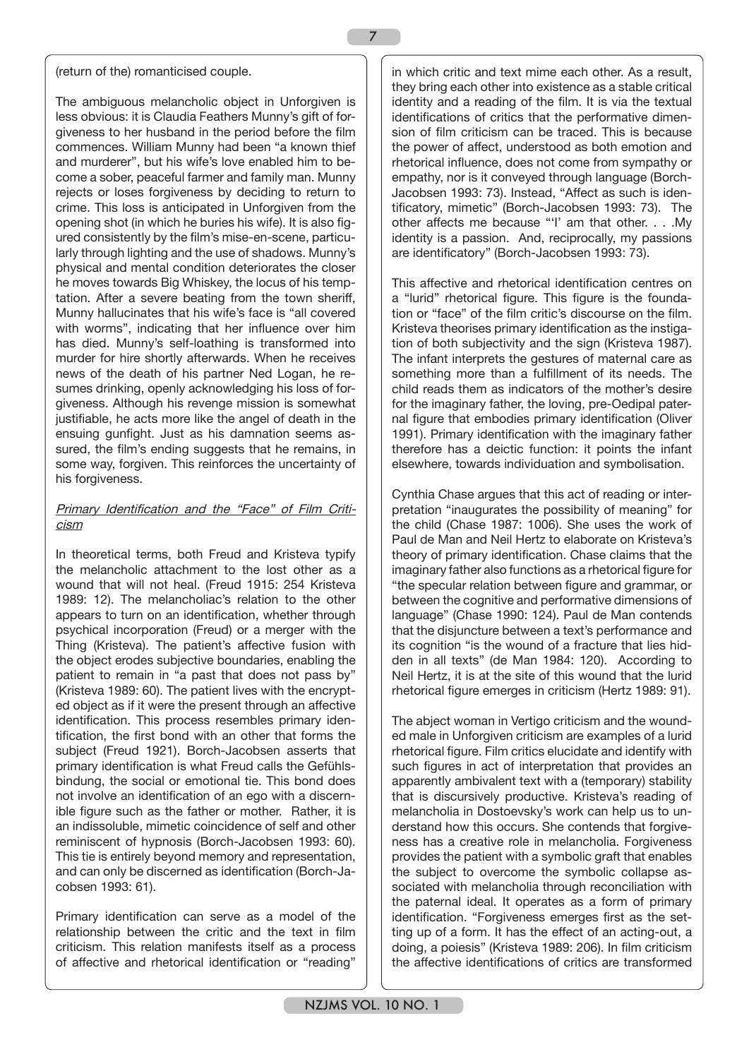(return of the) romanticised couple.

The ambiguous melancholic object in Unforgiven is less obvious: it is Claudia Feathers Munny's gift of forgiveness to her husband in the period before the film commences. William Munny had been "a known thief and murderer", but his wife's love enabled him to become a sober, peaceful farmer and family man. Munny rejects or loses forgiveness by deciding to return to crime. This loss is anticipated in Unforgiven from the opening shot (in which he buries his wife). It is also figured consistently by the film's mise-en-scene, particularly through lighting and the use of shadows. Munny's physical and mental condition deteriorates the closer he moves towards Big Whiskey, the locus of his temptation. After a severe beating from the town sheriff, Munny hallucinates that his wife's face is "all covered with worms", indicating that her influence over him has died. Munny's self-loathing is transformed into murder for hire shortly afterwards. When he receives news of the death of his partner Ned Logan, he resumes drinking, openly acknowledging his loss of forgiveness. Although his revenge mission is somewhat justifiable, he acts more like the angel of death in the ensuing gunfight. Just as his damnation seems assured, the film's ending suggests that he remains, in some way, forgiven. This reinforces the uncertainty of his forgiveness.

## Primary Identification and the "Face" of Film Criticism

In theoretical terms, both Freud and Kristeva typify the melancholic attachment to the lost other as a wound that will not heal. (Freud 1915: 254 Kristeva 1989: 12). The melancholiac's relation to the other appears to turn on an identification, whether through psychical incorporation (Freud) or a merger with the Thing (Kristeva). The patient's affective fusion with the object erodes subjective boundaries, enabling the patient to remain in "a past that does not pass by" (Kristeva 1989: 60). The patient lives with the encrypted object as if it were the present through an affective identification. This process resembles primary identification, the first bond with an other that forms the subject (Freud 1921). Borch-Jacobsen asserts that primary identification is what Freud calls the Gefühlsbindung, the social or emotional tie. This bond does not involve an identification of an ego with a discernible figure such as the father or mother. Rather, it is an indissoluble, mimetic coincidence of self and other reminiscent of hypnosis (Borch-Jacobsen 1993: 60). This tie is entirely beyond memory and representation, and can only be discerned as identification (Borch-Jacobsen 1993: 61).

Primary identification can serve as a model of the relationship between the critic and the text in film criticism. This relation manifests itself as a process of affective and rhetorical identification or "reading" in which critic and text mime each other. As a result, they bring each other into existence as a stable critical identity and a reading of the film. It is via the textual identifications of critics that the performative dimension of film criticism can be traced. This is because the power of affect, understood as both emotion and rhetorical influence, does not come from sympathy or empathy, nor is it conveyed through language (Borch-Jacobsen 1993: 73). Instead, "Affect as such is identificatory, mimetic" (Borch-Jacobsen 1993: 73). The other affects me because "'I' am that other. . . .My identity is a passion. And, reciprocally, my passions are identificatory" (Borch-Jacobsen 1993: 73).

This affective and rhetorical identification centres on a "lurid" rhetorical figure. This figure is the foundation or "face" of the film critic's discourse on the film. Kristeva theorises primary identification as the instigation of both subjectivity and the sign (Kristeva 1987). The infant interprets the gestures of maternal care as something more than a fulfillment of its needs. The child reads them as indicators of the mother's desire for the imaginary father, the loving, pre-Oedipal paternal figure that embodies primary identification (Oliver 1991). Primary identification with the imaginary father therefore has a deictic function: it points the infant elsewhere, towards individuation and symbolisation.

Cynthia Chase argues that this act of reading or interpretation "inaugurates the possibility of meaning" for the child (Chase 1987: 1006). She uses the work of Paul de Man and Neil Hertz to elaborate on Kristeva's theory of primary identification. Chase claims that the imaginary father also functions as a rhetorical figure for "the specular relation between figure and grammar, or between the cognitive and performative dimensions of language" (Chase 1990: 124). Paul de Man contends that the disjuncture between a text's performance and its cognition "is the wound of a fracture that lies hidden in all texts" (de Man 1984: 120). According to Neil Hertz, it is at the site of this wound that the lurid rhetorical figure emerges in criticism (Hertz 1989: 91).

The abject woman in Vertigo criticism and the wounded male in Unforgiven criticism are examples of a lurid rhetorical figure. Film critics elucidate and identify with such figures in act of interpretation that provides an apparently ambivalent text with a (temporary) stability that is discursively productive. Kristeva's reading of melancholia in Dostoevsky's work can help us to understand how this occurs. She contends that forgiveness has a creative role in melancholia. Forgiveness provides the patient with a symbolic graft that enables the subject to overcome the symbolic collapse associated with melancholia through reconciliation with the paternal ideal. It operates as a form of primary identification. "Forgiveness emerges first as the setting up of a form. It has the effect of an acting-out, a doing, a poiesis" (Kristeva 1989: 206). In film criticism the affective identifications of critics are transformed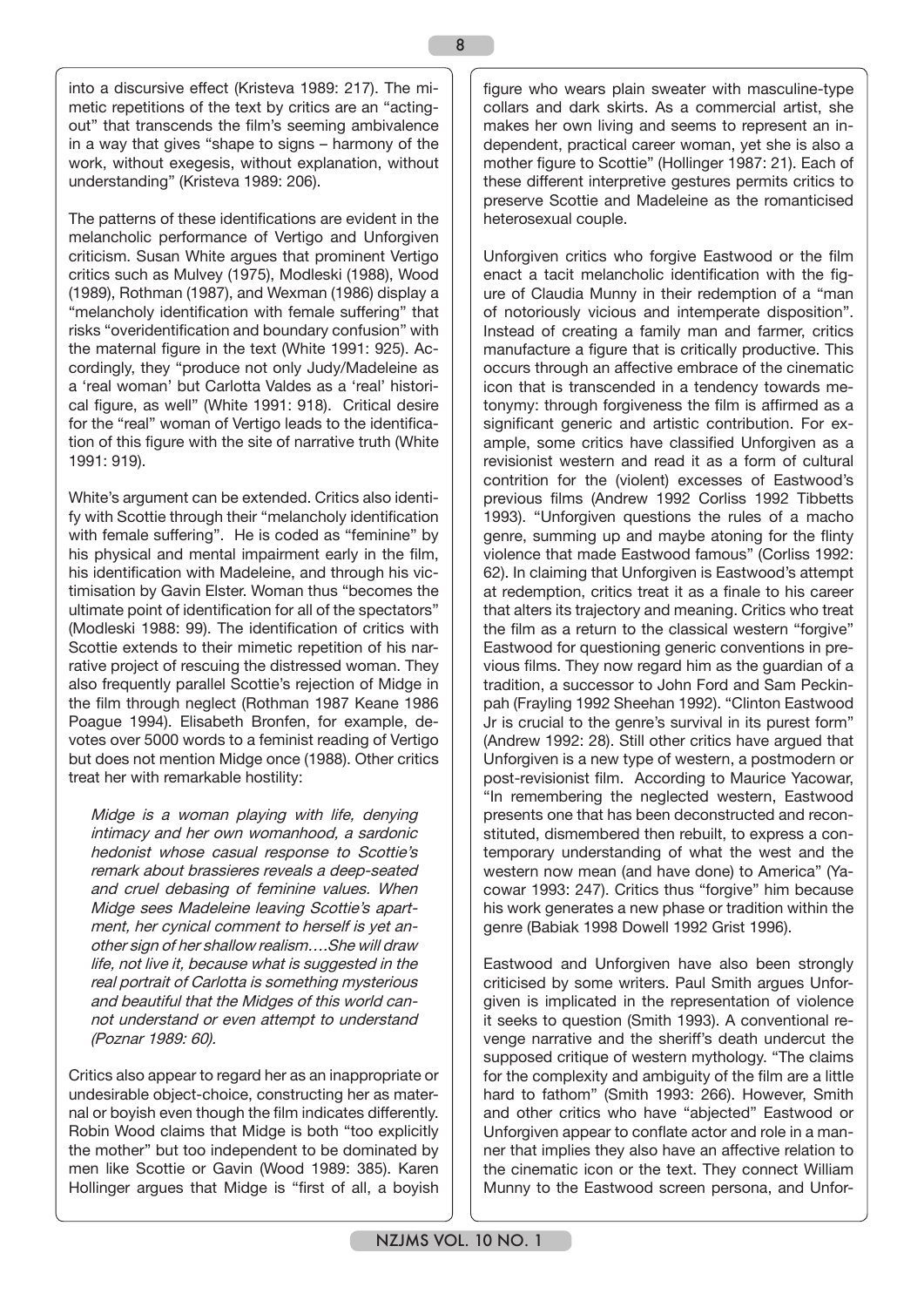into a discursive effect (Kristeva 1989: 217). The mimetic repetitions of the text by critics are an "acting-out" that transcends the film's seeming ambivalence in a way that gives "shape to signs – harmony of the work, without exegesis, without explanation, without understanding" (Kristeva 1989: 206).

The patterns of these identifications are evident in the melancholic performance of Vertigo and Unforgiven criticism. Susan White argues that prominent Vertigo critics such as Mulvey (1975), Modleski (1988), Wood (1989), Rothman (1987), and Wexman (1986) display a "melancholy identification with female suffering" that risks "overidentification and boundary confusion" with the maternal figure in the text (White 1991: 925). Accordingly, they "produce not only Judy/Madeleine as a 'real woman' but Carlotta Valdes as a 'real' historical figure, as well" (White 1991: 918). Critical desire for the "real" woman of Vertigo leads to the identification of this figure with the site of narrative truth (White 1991: 919).

White's argument can be extended. Critics also identify with Scottie through their "melancholy identification with female suffering". He is coded as "feminine" by his physical and mental impairment early in the film, his identification with Madeleine, and through his victimisation by Gavin Elster. Woman thus "becomes the ultimate point of identification for all of the spectators" (Modleski 1988: 99). The identification of critics with Scottie extends to their mimetic repetition of his narrative project of rescuing the distressed woman. They also frequently parallel Scottie's rejection of Midge in the film through neglect (Rothman 1987 Keane 1986 Poague 1994). Elisabeth Bronfen, for example, devotes over 5000 words to a feminist reading of Vertigo but does not mention Midge once (1988). Other critics treat her with remarkable hostility:

> *Midge is a woman playing with life, denying intimacy and her own womanhood, a sardonic hedonist whose casual response to Scottie's remark about brassieres reveals a deep-seated and cruel debasing of feminine values. When Midge sees Madeleine leaving Scottie's apartment, her cynical comment to herself is yet another sign of her shallow realism….She will draw life, not live it, because what is suggested in the real portrait of Carlotta is something mysterious and beautiful that the Midges of this world cannot understand or even attempt to understand (Poznar 1989: 60).*

Critics also appear to regard her as an inappropriate or undesirable object-choice, constructing her as maternal or boyish even though the film indicates differently. Robin Wood claims that Midge is both "too explicitly the mother" but too independent to be dominated by men like Scottie or Gavin (Wood 1989: 385). Karen Hollinger argues that Midge is "first of all, a boyish figure who wears plain sweater with masculine-type collars and dark skirts. As a commercial artist, she makes her own living and seems to represent an independent, practical career woman, yet she is also a mother figure to Scottie" (Hollinger 1987: 21). Each of these different interpretive gestures permits critics to preserve Scottie and Madeleine as the romanticised heterosexual couple.

Unforgiven critics who forgive Eastwood or the film enact a tacit melancholic identification with the figure of Claudia Munny in their redemption of a "man of notoriously vicious and intemperate disposition". Instead of creating a family man and farmer, critics manufacture a figure that is critically productive. This occurs through an affective embrace of the cinematic icon that is transcended in a tendency towards metonymy: through forgiveness the film is affirmed as a significant generic and artistic contribution. For example, some critics have classified Unforgiven as a revisionist western and read it as a form of cultural contrition for the (violent) excesses of Eastwood's previous films (Andrew 1992 Corliss 1992 Tibbetts 1993). "Unforgiven questions the rules of a macho genre, summing up and maybe atoning for the flinty violence that made Eastwood famous" (Corliss 1992: 62). In claiming that Unforgiven is Eastwood's attempt at redemption, critics treat it as a finale to his career that alters its trajectory and meaning. Critics who treat the film as a return to the classical western "forgive" Eastwood for questioning generic conventions in previous films. They now regard him as the guardian of a tradition, a successor to John Ford and Sam Peckinpah (Frayling 1992 Sheehan 1992). "Clinton Eastwood Jr is crucial to the genre's survival in its purest form" (Andrew 1992: 28). Still other critics have argued that Unforgiven is a new type of western, a postmodern or post-revisionist film. According to Maurice Yacowar, "In remembering the neglected western, Eastwood presents one that has been deconstructed and reconstituted, dismembered then rebuilt, to express a contemporary understanding of what the west and the western now mean (and have done) to America" (Yacowar 1993: 247). Critics thus "forgive" him because his work generates a new phase or tradition within the genre (Babiak 1998 Dowell 1992 Grist 1996).

Eastwood and Unforgiven have also been strongly criticised by some writers. Paul Smith argues Unforgiven is implicated in the representation of violence it seeks to question (Smith 1993). A conventional revenge narrative and the sheriff's death undercut the supposed critique of western mythology. "The claims for the complexity and ambiguity of the film are a little hard to fathom" (Smith 1993: 266). However, Smith and other critics who have "abjected" Eastwood or Unforgiven appear to conflate actor and role in a manner that implies they also have an affective relation to the cinematic icon or the text. They connect William Munny to the Eastwood screen persona, and Unfor-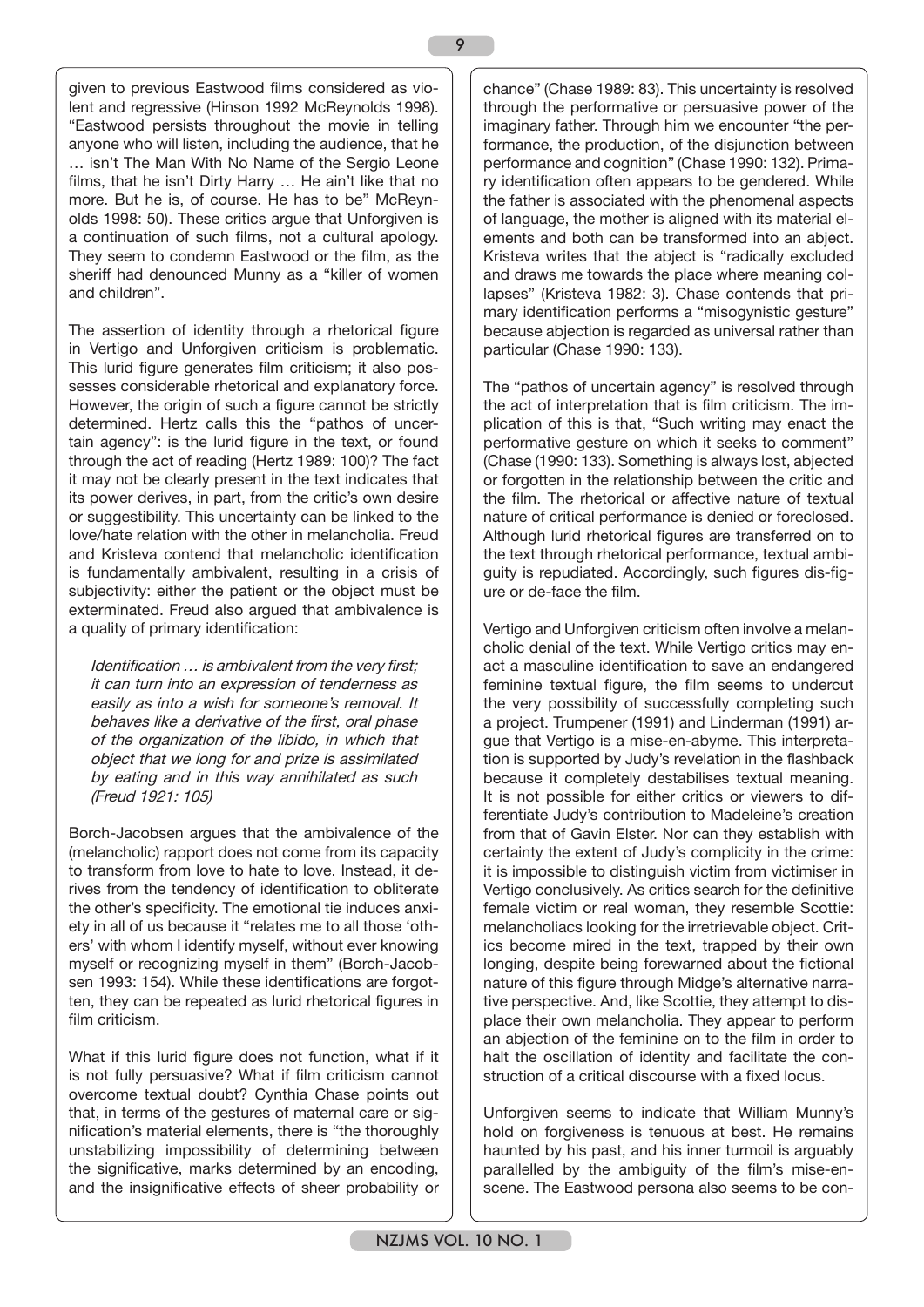given to previous Eastwood films considered as violent and regressive (Hinson 1992 McReynolds 1998). "Eastwood persists throughout the movie in telling anyone who will listen, including the audience, that he … isn't The Man With No Name of the Sergio Leone films, that he isn't Dirty Harry … He ain't like that no more. But he is, of course. He has to be" McReynolds 1998: 50). These critics argue that Unforgiven is a continuation of such films, not a cultural apology. They seem to condemn Eastwood or the film, as the sheriff had denounced Munny as a "killer of women and children".

The assertion of identity through a rhetorical figure in Vertigo and Unforgiven criticism is problematic. This lurid figure generates film criticism; it also possesses considerable rhetorical and explanatory force. However, the origin of such a figure cannot be strictly determined. Hertz calls this the "pathos of uncertain agency": is the lurid figure in the text, or found through the act of reading (Hertz 1989: 100)? The fact it may not be clearly present in the text indicates that its power derives, in part, from the critic's own desire or suggestibility. This uncertainty can be linked to the love/hate relation with the other in melancholia. Freud and Kristeva contend that melancholic identification is fundamentally ambivalent, resulting in a crisis of subjectivity: either the patient or the object must be exterminated. Freud also argued that ambivalence is a quality of primary identification:

> *Identification … is ambivalent from the very first; it can turn into an expression of tenderness as easily as into a wish for someone's removal. It behaves like a derivative of the first, oral phase of the organization of the libido, in which that object that we long for and prize is assimilated by eating and in this way annihilated as such (Freud 1921: 105)*

Borch-Jacobsen argues that the ambivalence of the (melancholic) rapport does not come from its capacity to transform from love to hate to love. Instead, it derives from the tendency of identification to obliterate the other's specificity. The emotional tie induces anxiety in all of us because it "relates me to all those 'others' with whom I identify myself, without ever knowing myself or recognizing myself in them" (Borch-Jacobsen 1993: 154). While these identifications are forgotten, they can be repeated as lurid rhetorical figures in film criticism.

What if this lurid figure does not function, what if it is not fully persuasive? What if film criticism cannot overcome textual doubt? Cynthia Chase points out that, in terms of the gestures of maternal care or signification's material elements, there is "the thoroughly unstabilizing impossibility of determining between the significative, marks determined by an encoding, and the insignificative effects of sheer probability or chance" (Chase 1989: 83). This uncertainty is resolved through the performative or persuasive power of the imaginary father. Through him we encounter "the performance, the production, of the disjunction between performance and cognition" (Chase 1990: 132). Primary identification often appears to be gendered. While the father is associated with the phenomenal aspects of language, the mother is aligned with its material elements and both can be transformed into an abject. Kristeva writes that the abject is "radically excluded and draws me towards the place where meaning collapses" (Kristeva 1982: 3). Chase contends that primary identification performs a "misogynistic gesture" because abjection is regarded as universal rather than particular (Chase 1990: 133).

The "pathos of uncertain agency" is resolved through the act of interpretation that is film criticism. The implication of this is that, "Such writing may enact the performative gesture on which it seeks to comment" (Chase (1990: 133). Something is always lost, abjected or forgotten in the relationship between the critic and the film. The rhetorical or affective nature of textual nature of critical performance is denied or foreclosed. Although lurid rhetorical figures are transferred on to the text through rhetorical performance, textual ambiguity is repudiated. Accordingly, such figures dis-figure or de-face the film.

Vertigo and Unforgiven criticism often involve a melancholic denial of the text. While Vertigo critics may enact a masculine identification to save an endangered feminine textual figure, the film seems to undercut the very possibility of successfully completing such a project. Trumpener (1991) and Linderman (1991) argue that Vertigo is a mise-en-abyme. This interpretation is supported by Judy's revelation in the flashback because it completely destabilises textual meaning. It is not possible for either critics or viewers to differentiate Judy's contribution to Madeleine's creation from that of Gavin Elster. Nor can they establish with certainty the extent of Judy's complicity in the crime: it is impossible to distinguish victim from victimiser in Vertigo conclusively. As critics search for the definitive female victim or real woman, they resemble Scottie: melancholiacs looking for the irretrievable object. Critics become mired in the text, trapped by their own longing, despite being forewarned about the fictional nature of this figure through Midge's alternative narrative perspective. And, like Scottie, they attempt to displace their own melancholia. They appear to perform an abjection of the feminine on to the film in order to halt the oscillation of identity and facilitate the construction of a critical discourse with a fixed locus.

Unforgiven seems to indicate that William Munny's hold on forgiveness is tenuous at best. He remains haunted by his past, and his inner turmoil is arguably parallelled by the ambiguity of the film's mise-en-scene. The Eastwood persona also seems to be con-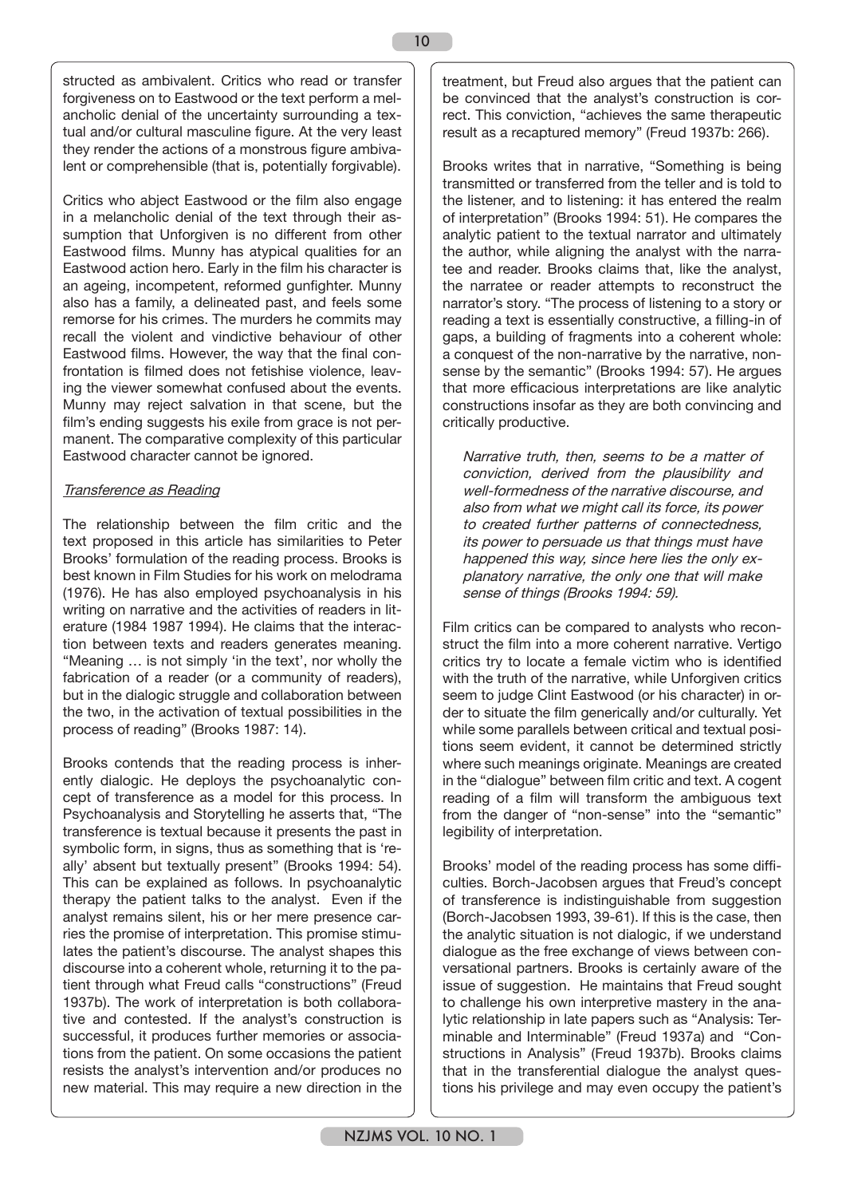structed as ambivalent. Critics who read or transfer forgiveness on to Eastwood or the text perform a melancholic denial of the uncertainty surrounding a textual and/or cultural masculine figure. At the very least they render the actions of a monstrous figure ambivalent or comprehensible (that is, potentially forgivable).

Critics who abject Eastwood or the film also engage in a melancholic denial of the text through their assumption that Unforgiven is no different from other Eastwood films. Munny has atypical qualities for an Eastwood action hero. Early in the film his character is an ageing, incompetent, reformed gunfighter. Munny also has a family, a delineated past, and feels some remorse for his crimes. The murders he commits may recall the violent and vindictive behaviour of other Eastwood films. However, the way that the final confrontation is filmed does not fetishise violence, leaving the viewer somewhat confused about the events. Munny may reject salvation in that scene, but the film's ending suggests his exile from grace is not permanent. The comparative complexity of this particular Eastwood character cannot be ignored.

## Transference as Reading

The relationship between the film critic and the text proposed in this article has similarities to Peter Brooks' formulation of the reading process. Brooks is best known in Film Studies for his work on melodrama (1976). He has also employed psychoanalysis in his writing on narrative and the activities of readers in literature (1984 1987 1994). He claims that the interaction between texts and readers generates meaning. "Meaning … is not simply 'in the text', nor wholly the fabrication of a reader (or a community of readers), but in the dialogic struggle and collaboration between the two, in the activation of textual possibilities in the process of reading" (Brooks 1987: 14).

Brooks contends that the reading process is inherently dialogic. He deploys the psychoanalytic concept of transference as a model for this process. In Psychoanalysis and Storytelling he asserts that, "The transference is textual because it presents the past in symbolic form, in signs, thus as something that is 'really' absent but textually present" (Brooks 1994: 54). This can be explained as follows. In psychoanalytic therapy the patient talks to the analyst. Even if the analyst remains silent, his or her mere presence carries the promise of interpretation. This promise stimulates the patient's discourse. The analyst shapes this discourse into a coherent whole, returning it to the patient through what Freud calls "constructions" (Freud 1937b). The work of interpretation is both collaborative and contested. If the analyst's construction is successful, it produces further memories or associations from the patient. On some occasions the patient resists the analyst's intervention and/or produces no new material. This may require a new direction in the treatment, but Freud also argues that the patient can be convinced that the analyst's construction is correct. This conviction, "achieves the same therapeutic result as a recaptured memory" (Freud 1937b: 266).

Brooks writes that in narrative, "Something is being transmitted or transferred from the teller and is told to the listener, and to listening: it has entered the realm of interpretation" (Brooks 1994: 51). He compares the analytic patient to the textual narrator and ultimately the author, while aligning the analyst with the narratee and reader. Brooks claims that, like the analyst, the narratee or reader attempts to reconstruct the narrator's story. "The process of listening to a story or reading a text is essentially constructive, a filling-in of gaps, a building of fragments into a coherent whole: a conquest of the non-narrative by the narrative, nonsense by the semantic" (Brooks 1994: 57). He argues that more efficacious interpretations are like analytic constructions insofar as they are both convincing and critically productive.

> *Narrative truth, then, seems to be a matter of conviction, derived from the plausibility and well-formedness of the narrative discourse, and also from what we might call its force, its power to created further patterns of connectedness, its power to persuade us that things must have happened this way, since here lies the only explanatory narrative, the only one that will make sense of things (Brooks 1994: 59).*

Film critics can be compared to analysts who reconstruct the film into a more coherent narrative. Vertigo critics try to locate a female victim who is identified with the truth of the narrative, while Unforgiven critics seem to judge Clint Eastwood (or his character) in order to situate the film generically and/or culturally. Yet while some parallels between critical and textual positions seem evident, it cannot be determined strictly where such meanings originate. Meanings are created in the "dialogue" between film critic and text. A cogent reading of a film will transform the ambiguous text from the danger of "non-sense" into the "semantic" legibility of interpretation.

Brooks' model of the reading process has some difficulties. Borch-Jacobsen argues that Freud's concept of transference is indistinguishable from suggestion (Borch-Jacobsen 1993, 39-61). If this is the case, then the analytic situation is not dialogic, if we understand dialogue as the free exchange of views between conversational partners. Brooks is certainly aware of the issue of suggestion. He maintains that Freud sought to challenge his own interpretive mastery in the analytic relationship in late papers such as "Analysis: Terminable and Interminable" (Freud 1937a) and "Constructions in Analysis" (Freud 1937b). Brooks claims that in the transferential dialogue the analyst questions his privilege and may even occupy the patient's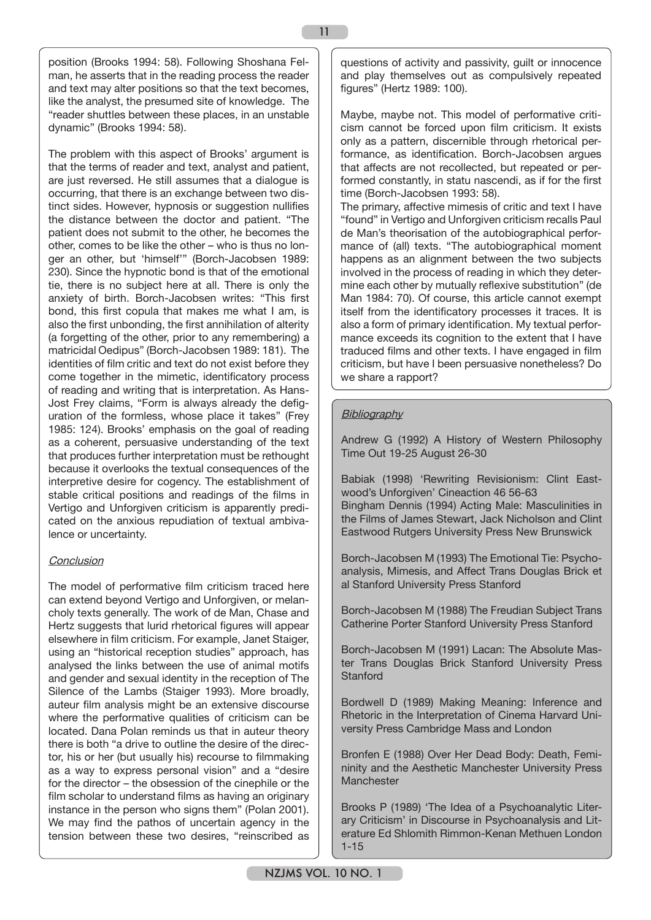position (Brooks 1994: 58). Following Shoshana Felman, he asserts that in the reading process the reader and text may alter positions so that the text becomes, like the analyst, the presumed site of knowledge. The "reader shuttles between these places, in an unstable dynamic" (Brooks 1994: 58).

The problem with this aspect of Brooks' argument is that the terms of reader and text, analyst and patient, are just reversed. He still assumes that a dialogue is occurring, that there is an exchange between two distinct sides. However, hypnosis or suggestion nullifies the distance between the doctor and patient. "The patient does not submit to the other, he becomes the other, comes to be like the other – who is thus no longer an other, but 'himself'" (Borch-Jacobsen 1989: 230). Since the hypnotic bond is that of the emotional tie, there is no subject here at all. There is only the anxiety of birth. Borch-Jacobsen writes: "This first bond, this first copula that makes me what I am, is also the first unbonding, the first annihilation of alterity (a forgetting of the other, prior to any remembering) a matricidal Oedipus" (Borch-Jacobsen 1989: 181). The identities of film critic and text do not exist before they come together in the mimetic, identificatory process of reading and writing that is interpretation. As Hans-Jost Frey claims, "Form is always already the defiguration of the formless, whose place it takes" (Frey 1985: 124). Brooks' emphasis on the goal of reading as a coherent, persuasive understanding of the text that produces further interpretation must be rethought because it overlooks the textual consequences of the interpretive desire for cogency. The establishment of stable critical positions and readings of the films in Vertigo and Unforgiven criticism is apparently predicated on the anxious repudiation of textual ambivalence or uncertainty.

## Conclusion

The model of performative film criticism traced here can extend beyond Vertigo and Unforgiven, or melancholy texts generally. The work of de Man, Chase and Hertz suggests that lurid rhetorical figures will appear elsewhere in film criticism. For example, Janet Staiger, using an "historical reception studies" approach, has analysed the links between the use of animal motifs and gender and sexual identity in the reception of The Silence of the Lambs (Staiger 1993). More broadly, auteur film analysis might be an extensive discourse where the performative qualities of criticism can be located. Dana Polan reminds us that in auteur theory there is both "a drive to outline the desire of the director, his or her (but usually his) recourse to filmmaking as a way to express personal vision" and a "desire for the director – the obsession of the cinephile or the film scholar to understand films as having an originary instance in the person who signs them" (Polan 2001). We may find the pathos of uncertain agency in the tension between these two desires, "reinscribed as questions of activity and passivity, guilt or innocence and play themselves out as compulsively repeated figures" (Hertz 1989: 100).

Maybe, maybe not. This model of performative criticism cannot be forced upon film criticism. It exists only as a pattern, discernible through rhetorical performance, as identification. Borch-Jacobsen argues that affects are not recollected, but repeated or performed constantly, in statu nascendi, as if for the first time (Borch-Jacobsen 1993: 58).

The primary, affective mimesis of critic and text I have "found" in Vertigo and Unforgiven criticism recalls Paul de Man's theorisation of the autobiographical performance of (all) texts. "The autobiographical moment happens as an alignment between the two subjects involved in the process of reading in which they determine each other by mutually reflexive substitution" (de Man 1984: 70). Of course, this article cannot exempt itself from the identificatory processes it traces. It is also a form of primary identification. My textual performance exceeds its cognition to the extent that I have traduced films and other texts. I have engaged in film criticism, but have I been persuasive nonetheless? Do we share a rapport?

## Bibliography

Andrew G (1992) A History of Western Philosophy Time Out 19-25 August 26-30

Babiak (1998) 'Rewriting Revisionism: Clint Eastwood's Unforgiven' Cineaction 46 56-63

Bingham Dennis (1994) Acting Male: Masculinities in the Films of James Stewart, Jack Nicholson and Clint Eastwood Rutgers University Press New Brunswick

Borch-Jacobsen M (1993) The Emotional Tie: Psychoanalysis, Mimesis, and Affect Trans Douglas Brick et al Stanford University Press Stanford

Borch-Jacobsen M (1988) The Freudian Subject Trans Catherine Porter Stanford University Press Stanford

Borch-Jacobsen M (1991) Lacan: The Absolute Master Trans Douglas Brick Stanford University Press Stanford

Bordwell D (1989) Making Meaning: Inference and Rhetoric in the Interpretation of Cinema Harvard University Press Cambridge Mass and London

Bronfen E (1988) Over Her Dead Body: Death, Femininity and the Aesthetic Manchester University Press Manchester

Brooks P (1989) 'The Idea of a Psychoanalytic Literary Criticism' in Discourse in Psychoanalysis and Literature Ed Shlomith Rimmon-Kenan Methuen London 1-15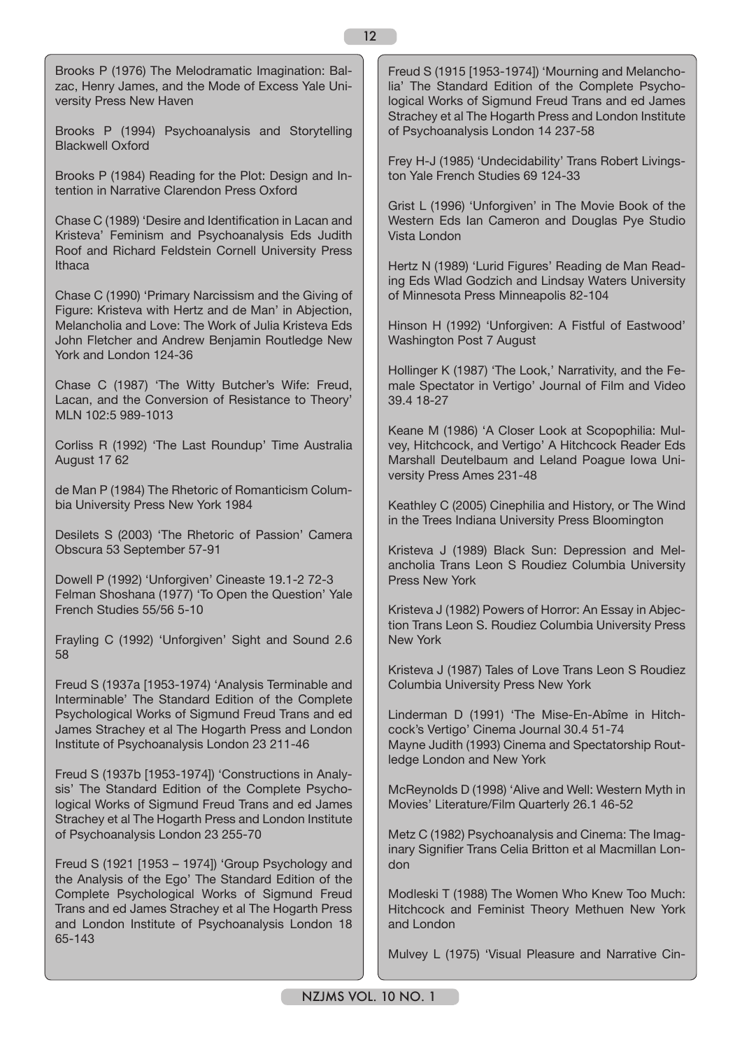Brooks P (1976) The Melodramatic Imagination: Balzac, Henry James, and the Mode of Excess Yale University Press New Haven

Brooks P (1994) Psychoanalysis and Storytelling Blackwell Oxford

Brooks P (1984) Reading for the Plot: Design and Intention in Narrative Clarendon Press Oxford

Chase C (1989) 'Desire and Identification in Lacan and Kristeva' Feminism and Psychoanalysis Eds Judith Roof and Richard Feldstein Cornell University Press Ithaca

Chase C (1990) 'Primary Narcissism and the Giving of Figure: Kristeva with Hertz and de Man' in Abjection, Melancholia and Love: The Work of Julia Kristeva Eds John Fletcher and Andrew Benjamin Routledge New York and London 124-36

Chase C (1987) 'The Witty Butcher's Wife: Freud, Lacan, and the Conversion of Resistance to Theory' MLN 102:5 989-1013

Corliss R (1992) 'The Last Roundup' Time Australia August 17 62

de Man P (1984) The Rhetoric of Romanticism Columbia University Press New York 1984

Desilets S (2003) 'The Rhetoric of Passion' Camera Obscura 53 September 57-91

Dowell P (1992) 'Unforgiven' Cineaste 19.1-2 72-3

Felman Shoshana (1977) 'To Open the Question' Yale French Studies 55/56 5-10

Frayling C (1992) 'Unforgiven' Sight and Sound 2.6 58

Freud S (1937a [1953-1974) 'Analysis Terminable and Interminable' The Standard Edition of the Complete Psychological Works of Sigmund Freud Trans and ed James Strachey et al The Hogarth Press and London Institute of Psychoanalysis London 23 211-46

Freud S (1937b [1953-1974]) 'Constructions in Analysis' The Standard Edition of the Complete Psychological Works of Sigmund Freud Trans and ed James Strachey et al The Hogarth Press and London Institute of Psychoanalysis London 23 255-70

Freud S (1921 [1953 – 1974]) 'Group Psychology and the Analysis of the Ego' The Standard Edition of the Complete Psychological Works of Sigmund Freud Trans and ed James Strachey et al The Hogarth Press and London Institute of Psychoanalysis London 18 65-143

Freud S (1915 [1953-1974]) 'Mourning and Melancholia' The Standard Edition of the Complete Psychological Works of Sigmund Freud Trans and ed James Strachey et al The Hogarth Press and London Institute of Psychoanalysis London 14 237-58

Frey H-J (1985) 'Undecidability' Trans Robert Livingston Yale French Studies 69 124-33

Grist L (1996) 'Unforgiven' in The Movie Book of the Western Eds Ian Cameron and Douglas Pye Studio Vista London

Hertz N (1989) 'Lurid Figures' Reading de Man Reading Eds Wlad Godzich and Lindsay Waters University of Minnesota Press Minneapolis 82-104

Hinson H (1992) 'Unforgiven: A Fistful of Eastwood' Washington Post 7 August

Hollinger K (1987) 'The Look,' Narrativity, and the Female Spectator in Vertigo' Journal of Film and Video 39.4 18-27

Keane M (1986) 'A Closer Look at Scopophilia: Mulvey, Hitchcock, and Vertigo' A Hitchcock Reader Eds Marshall Deutelbaum and Leland Poague Iowa University Press Ames 231-48

Keathley C (2005) Cinephilia and History, or The Wind in the Trees Indiana University Press Bloomington

Kristeva J (1989) Black Sun: Depression and Melancholia Trans Leon S Roudiez Columbia University Press New York

Kristeva J (1982) Powers of Horror: An Essay in Abjection Trans Leon S. Roudiez Columbia University Press New York

Kristeva J (1987) Tales of Love Trans Leon S Roudiez Columbia University Press New York

Linderman D (1991) 'The Mise-En-Abîme in Hitchcock's Vertigo' Cinema Journal 30.4 51-74

Mayne Judith (1993) Cinema and Spectatorship Routledge London and New York

McReynolds D (1998) 'Alive and Well: Western Myth in Movies' Literature/Film Quarterly 26.1 46-52

Metz C (1982) Psychoanalysis and Cinema: The Imaginary Signifier Trans Celia Britton et al Macmillan London

Modleski T (1988) The Women Who Knew Too Much: Hitchcock and Feminist Theory Methuen New York and London

Mulvey L (1975) 'Visual Pleasure and Narrative Cin-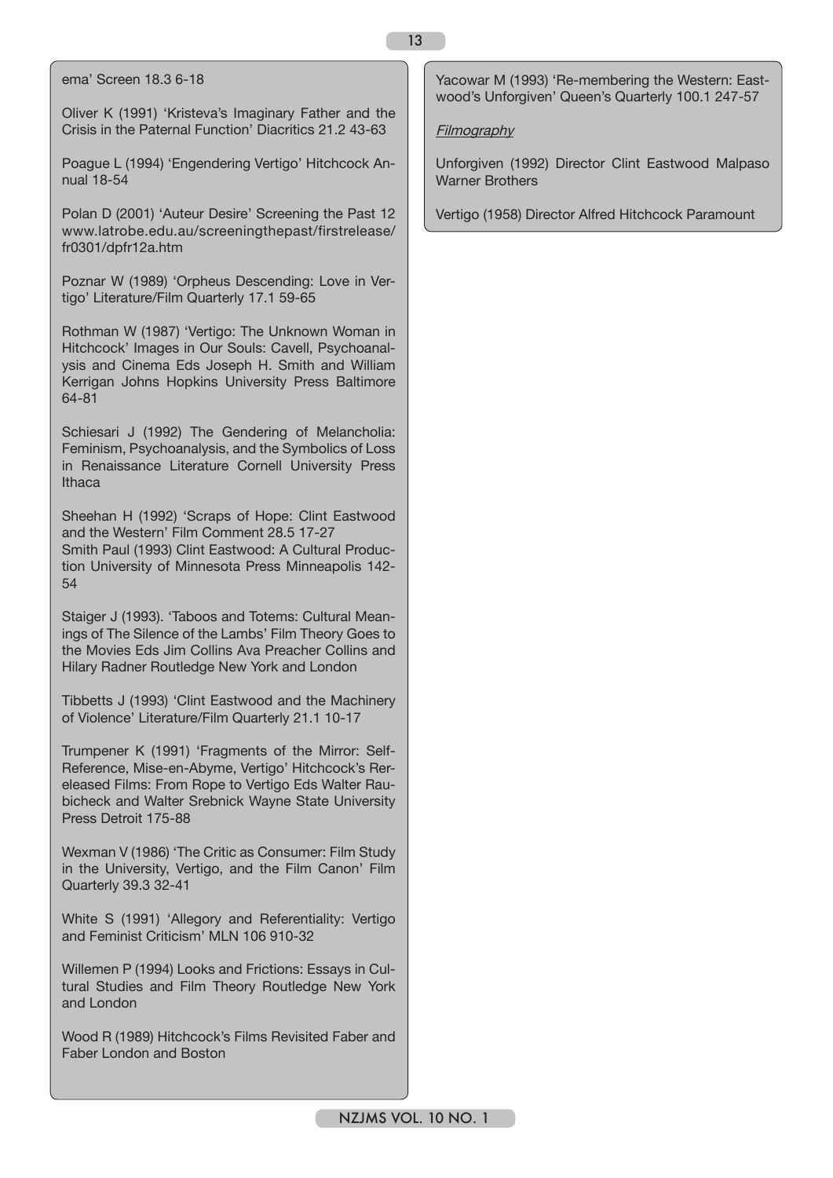ema' Screen 18.3 6-18

Oliver K (1991) 'Kristeva's Imaginary Father and the Crisis in the Paternal Function' Diacritics 21.2 43-63

Poague L (1994) 'Engendering Vertigo' Hitchcock Annual 18-54

Polan D (2001) 'Auteur Desire' Screening the Past 12 www.latrobe.edu.au/screeningthepast/firstrelease/fr0301/dpfr12a.htm

Poznar W (1989) 'Orpheus Descending: Love in Vertigo' Literature/Film Quarterly 17.1 59-65

Rothman W (1987) 'Vertigo: The Unknown Woman in Hitchcock' Images in Our Souls: Cavell, Psychoanalysis and Cinema Eds Joseph H. Smith and William Kerrigan Johns Hopkins University Press Baltimore 64-81

Schiesari J (1992) The Gendering of Melancholia: Feminism, Psychoanalysis, and the Symbolics of Loss in Renaissance Literature Cornell University Press Ithaca

Sheehan H (1992) 'Scraps of Hope: Clint Eastwood and the Western' Film Comment 28.5 17-27

Smith Paul (1993) Clint Eastwood: A Cultural Production University of Minnesota Press Minneapolis 142-54

Staiger J (1993). 'Taboos and Totems: Cultural Meanings of The Silence of the Lambs' Film Theory Goes to the Movies Eds Jim Collins Ava Preacher Collins and Hilary Radner Routledge New York and London

Tibbetts J (1993) 'Clint Eastwood and the Machinery of Violence' Literature/Film Quarterly 21.1 10-17

Trumpener K (1991) 'Fragments of the Mirror: Self-Reference, Mise-en-Abyme, Vertigo' Hitchcock's Rereleased Films: From Rope to Vertigo Eds Walter Raubicheck and Walter Srebnick Wayne State University Press Detroit 175-88

Wexman V (1986) 'The Critic as Consumer: Film Study in the University, Vertigo, and the Film Canon' Film Quarterly 39.3 32-41

White S (1991) 'Allegory and Referentiality: Vertigo and Feminist Criticism' MLN 106 910-32

Willemen P (1994) Looks and Frictions: Essays in Cultural Studies and Film Theory Routledge New York and London

Wood R (1989) Hitchcock's Films Revisited Faber and Faber London and Boston

Yacowar M (1993) 'Re-membering the Western: Eastwood's Unforgiven' Queen's Quarterly 100.1 247-57

*Filmography*

Unforgiven (1992) Director Clint Eastwood Malpaso Warner Brothers

Vertigo (1958) Director Alfred Hitchcock Paramount